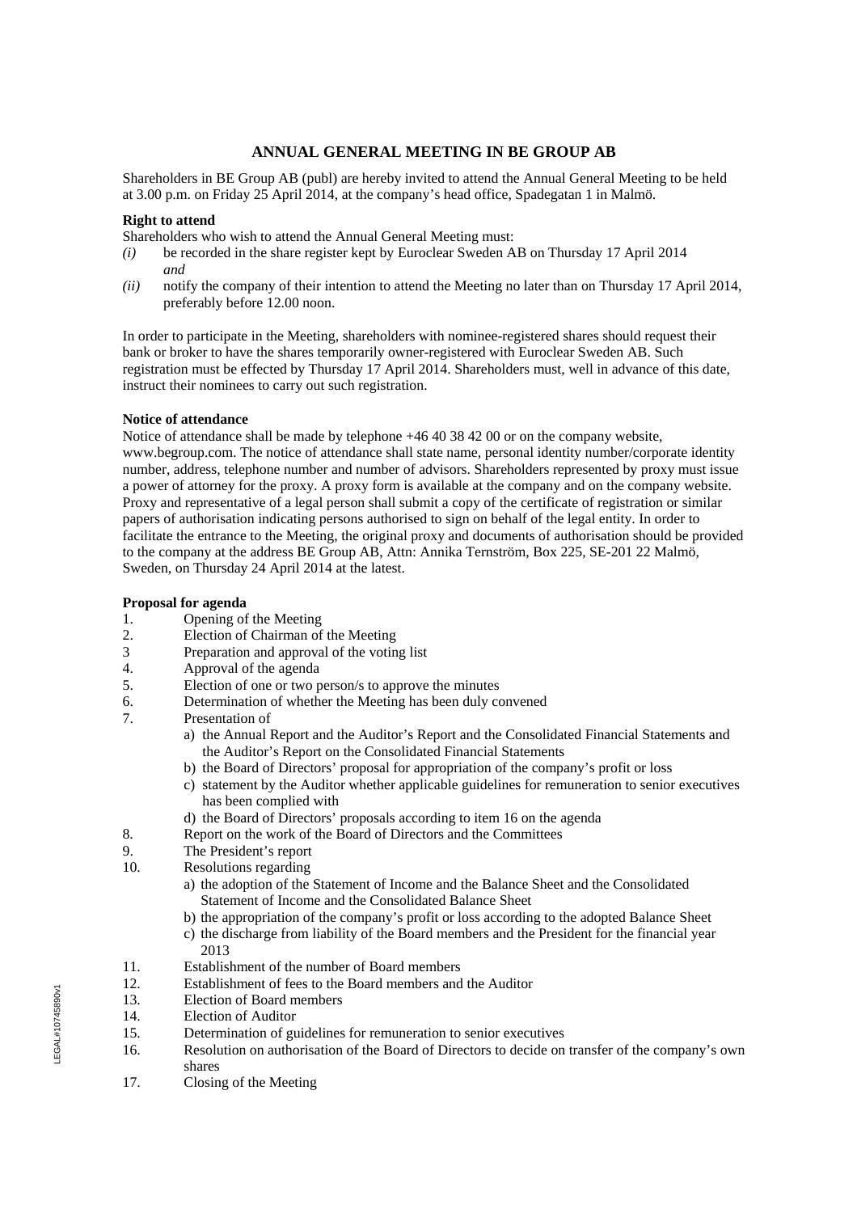# ANNUAL GENERAL MEETING IN BE GROUP AB

Shareholders in BE Group AB (publ) are hereby invited to attend the Annual General Meeting to be held at 3.00 p.m. on Friday 25 April 2014, at the company's head office, Spadegatan 1 in Malmö.

**Right to attend**

Shareholders who wish to attend the Annual General Meeting must:

*(i)* be recorded in the share register kept by Euroclear Sweden AB on Thursday 17 April 2014 *and*

*(ii)* notify the company of their intention to attend the Meeting no later than on Thursday 17 April 2014, preferably before 12.00 noon.

In order to participate in the Meeting, shareholders with nominee-registered shares should request their bank or broker to have the shares temporarily owner-registered with Euroclear Sweden AB. Such registration must be effected by Thursday 17 April 2014. Shareholders must, well in advance of this date, instruct their nominees to carry out such registration.

**Notice of attendance**

Notice of attendance shall be made by telephone +46 40 38 42 00 or on the company website, www.begroup.com. The notice of attendance shall state name, personal identity number/corporate identity number, address, telephone number and number of advisors. Shareholders represented by proxy must issue a power of attorney for the proxy. A proxy form is available at the company and on the company website. Proxy and representative of a legal person shall submit a copy of the certificate of registration or similar papers of authorisation indicating persons authorised to sign on behalf of the legal entity. In order to facilitate the entrance to the Meeting, the original proxy and documents of authorisation should be provided to the company at the address BE Group AB, Attn: Annika Ternström, Box 225, SE-201 22 Malmö, Sweden, on Thursday 24 April 2014 at the latest.

**Proposal for agenda**

1. Opening of the Meeting
2. Election of Chairman of the Meeting
3. Preparation and approval of the voting list
4. Approval of the agenda
5. Election of one or two person/s to approve the minutes
6. Determination of whether the Meeting has been duly convened
7. Presentation of
   a) the Annual Report and the Auditor's Report and the Consolidated Financial Statements and the Auditor's Report on the Consolidated Financial Statements
   b) the Board of Directors' proposal for appropriation of the company's profit or loss
   c) statement by the Auditor whether applicable guidelines for remuneration to senior executives has been complied with
   d) the Board of Directors' proposals according to item 16 on the agenda
8. Report on the work of the Board of Directors and the Committees
9. The President's report
10. Resolutions regarding
    a) the adoption of the Statement of Income and the Balance Sheet and the Consolidated Statement of Income and the Consolidated Balance Sheet
    b) the appropriation of the company's profit or loss according to the adopted Balance Sheet
    c) the discharge from liability of the Board members and the President for the financial year 2013
11. Establishment of the number of Board members
12. Establishment of fees to the Board members and the Auditor
13. Election of Board members
14. Election of Auditor
15. Determination of guidelines for remuneration to senior executives
16. Resolution on authorisation of the Board of Directors to decide on transfer of the company's own shares
17. Closing of the Meeting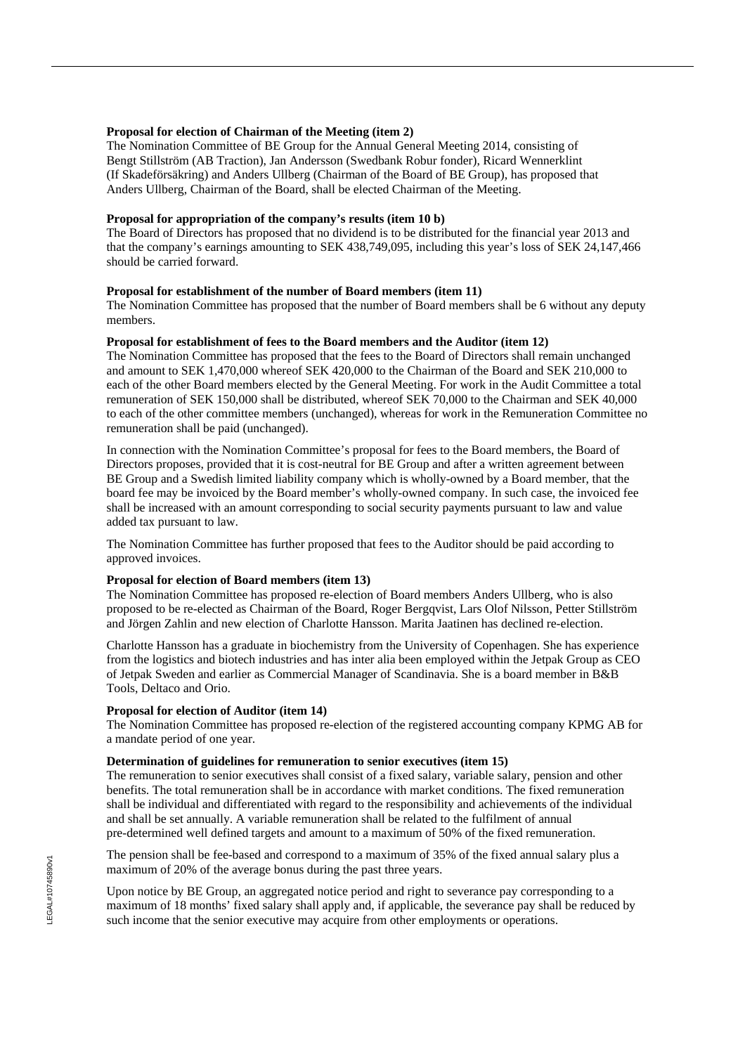**Proposal for election of Chairman of the Meeting (item 2)**
The Nomination Committee of BE Group for the Annual General Meeting 2014, consisting of Bengt Stillström (AB Traction), Jan Andersson (Swedbank Robur fonder), Ricard Wennerklint (If Skadeförsäkring) and Anders Ullberg (Chairman of the Board of BE Group), has proposed that Anders Ullberg, Chairman of the Board, shall be elected Chairman of the Meeting.

**Proposal for appropriation of the company's results (item 10 b)**
The Board of Directors has proposed that no dividend is to be distributed for the financial year 2013 and that the company's earnings amounting to SEK 438,749,095, including this year's loss of SEK 24,147,466 should be carried forward.

**Proposal for establishment of the number of Board members (item 11)**
The Nomination Committee has proposed that the number of Board members shall be 6 without any deputy members.

**Proposal for establishment of fees to the Board members and the Auditor (item 12)**
The Nomination Committee has proposed that the fees to the Board of Directors shall remain unchanged and amount to SEK 1,470,000 whereof SEK 420,000 to the Chairman of the Board and SEK 210,000 to each of the other Board members elected by the General Meeting. For work in the Audit Committee a total remuneration of SEK 150,000 shall be distributed, whereof SEK 70,000 to the Chairman and SEK 40,000 to each of the other committee members (unchanged), whereas for work in the Remuneration Committee no remuneration shall be paid (unchanged).

In connection with the Nomination Committee's proposal for fees to the Board members, the Board of Directors proposes, provided that it is cost-neutral for BE Group and after a written agreement between BE Group and a Swedish limited liability company which is wholly-owned by a Board member, that the board fee may be invoiced by the Board member's wholly-owned company. In such case, the invoiced fee shall be increased with an amount corresponding to social security payments pursuant to law and value added tax pursuant to law.

The Nomination Committee has further proposed that fees to the Auditor should be paid according to approved invoices.

**Proposal for election of Board members (item 13)**
The Nomination Committee has proposed re-election of Board members Anders Ullberg, who is also proposed to be re-elected as Chairman of the Board, Roger Bergqvist, Lars Olof Nilsson, Petter Stillström and Jörgen Zahlin and new election of Charlotte Hansson. Marita Jaatinen has declined re-election.

Charlotte Hansson has a graduate in biochemistry from the University of Copenhagen. She has experience from the logistics and biotech industries and has inter alia been employed within the Jetpak Group as CEO of Jetpak Sweden and earlier as Commercial Manager of Scandinavia. She is a board member in B&B Tools, Deltaco and Orio.

**Proposal for election of Auditor (item 14)**
The Nomination Committee has proposed re-election of the registered accounting company KPMG AB for a mandate period of one year.

**Determination of guidelines for remuneration to senior executives (item 15)**
The remuneration to senior executives shall consist of a fixed salary, variable salary, pension and other benefits. The total remuneration shall be in accordance with market conditions. The fixed remuneration shall be individual and differentiated with regard to the responsibility and achievements of the individual and shall be set annually. A variable remuneration shall be related to the fulfilment of annual pre-determined well defined targets and amount to a maximum of 50% of the fixed remuneration.

The pension shall be fee-based and correspond to a maximum of 35% of the fixed annual salary plus a maximum of 20% of the average bonus during the past three years.

Upon notice by BE Group, an aggregated notice period and right to severance pay corresponding to a maximum of 18 months' fixed salary shall apply and, if applicable, the severance pay shall be reduced by such income that the senior executive may acquire from other employments or operations.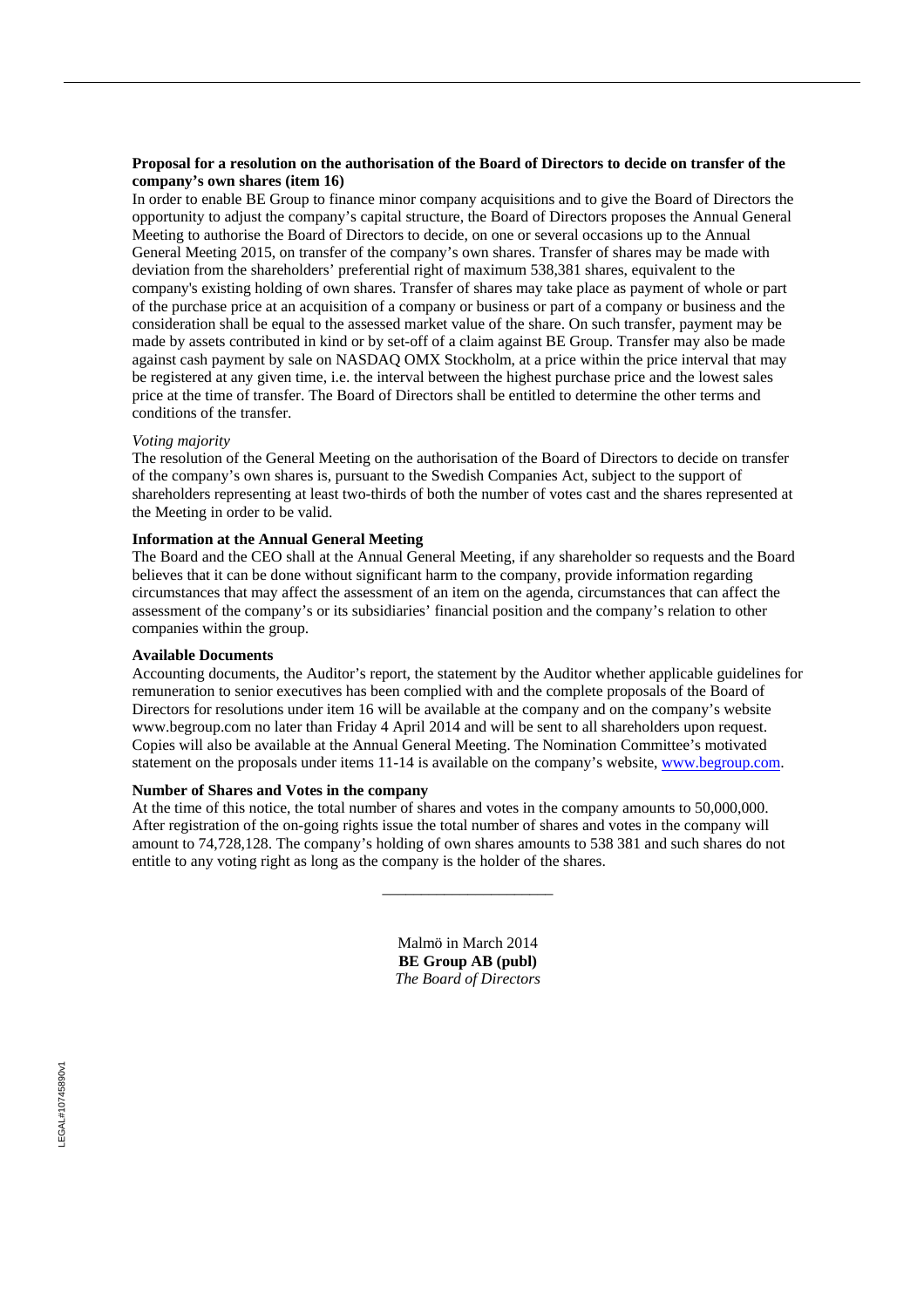**Proposal for a resolution on the authorisation of the Board of Directors to decide on transfer of the company's own shares (item 16)**

In order to enable BE Group to finance minor company acquisitions and to give the Board of Directors the opportunity to adjust the company's capital structure, the Board of Directors proposes the Annual General Meeting to authorise the Board of Directors to decide, on one or several occasions up to the Annual General Meeting 2015, on transfer of the company's own shares. Transfer of shares may be made with deviation from the shareholders' preferential right of maximum 538,381 shares, equivalent to the company's existing holding of own shares. Transfer of shares may take place as payment of whole or part of the purchase price at an acquisition of a company or business or part of a company or business and the consideration shall be equal to the assessed market value of the share. On such transfer, payment may be made by assets contributed in kind or by set-off of a claim against BE Group. Transfer may also be made against cash payment by sale on NASDAQ OMX Stockholm, at a price within the price interval that may be registered at any given time, i.e. the interval between the highest purchase price and the lowest sales price at the time of transfer. The Board of Directors shall be entitled to determine the other terms and conditions of the transfer.

*Voting majority*

The resolution of the General Meeting on the authorisation of the Board of Directors to decide on transfer of the company's own shares is, pursuant to the Swedish Companies Act, subject to the support of shareholders representing at least two-thirds of both the number of votes cast and the shares represented at the Meeting in order to be valid.

**Information at the Annual General Meeting**

The Board and the CEO shall at the Annual General Meeting, if any shareholder so requests and the Board believes that it can be done without significant harm to the company, provide information regarding circumstances that may affect the assessment of an item on the agenda, circumstances that can affect the assessment of the company's or its subsidiaries' financial position and the company's relation to other companies within the group.

**Available Documents**

Accounting documents, the Auditor's report, the statement by the Auditor whether applicable guidelines for remuneration to senior executives has been complied with and the complete proposals of the Board of Directors for resolutions under item 16 will be available at the company and on the company's website www.begroup.com no later than Friday 4 April 2014 and will be sent to all shareholders upon request. Copies will also be available at the Annual General Meeting. The Nomination Committee's motivated statement on the proposals under items 11-14 is available on the company's website, www.begroup.com.

**Number of Shares and Votes in the company**

At the time of this notice, the total number of shares and votes in the company amounts to 50,000,000. After registration of the on-going rights issue the total number of shares and votes in the company will amount to 74,728,128. The company's holding of own shares amounts to 538 381 and such shares do not entitle to any voting right as long as the company is the holder of the shares.

---

Malmö in March 2014

**BE Group AB (publ)**

*The Board of Directors*